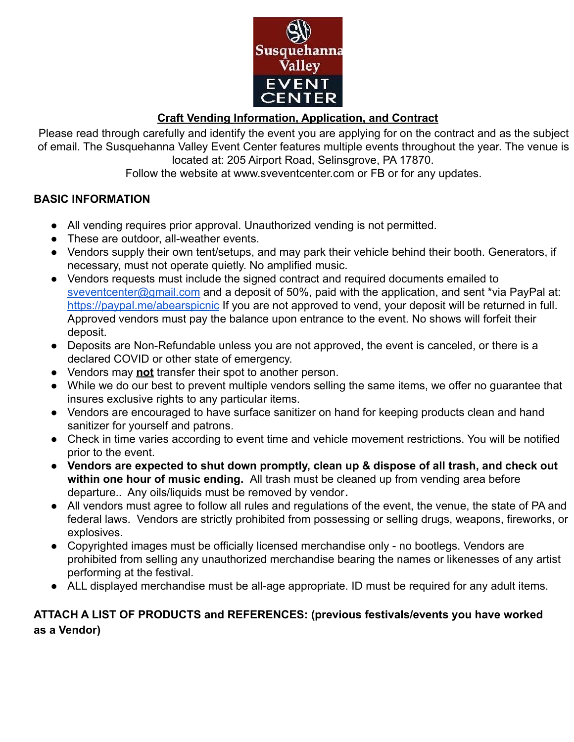Susquehanna Valley EVENT CENTER

# Craft Vending Information, Application, and Contract

Please read through carefully and identify the event you are applying for on the contract and as the subject of email. The Susquehanna Valley Event Center features multiple events throughout the year. The venue is located at: 205 Airport Road, Selinsgrove, PA 17870.
Follow the website at www.sveventcenter.com or FB or for any updates.

## BASIC INFORMATION

- All vending requires prior approval. Unauthorized vending is not permitted.
- These are outdoor, all-weather events.
- Vendors supply their own tent/setups, and may park their vehicle behind their booth. Generators, if necessary, must not operate quietly. No amplified music.
- Vendors requests must include the signed contract and required documents emailed to sveventcenter@gmail.com and a deposit of 50%, paid with the application, and sent *via PayPal at: https://paypal.me/abearspicnic If you are not approved to vend, your deposit will be returned in full. Approved vendors must pay the balance upon entrance to the event. No shows will forfeit their deposit.
- Deposits are Non-Refundable unless you are not approved, the event is canceled, or there is a declared COVID or other state of emergency.
- Vendors may **not** transfer their spot to another person.
- While we do our best to prevent multiple vendors selling the same items, we offer no guarantee that insures exclusive rights to any particular items.
- Vendors are encouraged to have surface sanitizer on hand for keeping products clean and hand sanitizer for yourself and patrons.
- Check in time varies according to event time and vehicle movement restrictions. You will be notified prior to the event.
- **Vendors are expected to shut down promptly, clean up & dispose of all trash, and check out within one hour of music ending.** All trash must be cleaned up from vending area before departure.. Any oils/liquids must be removed by vendor**.**
- All vendors must agree to follow all rules and regulations of the event, the venue, the state of PA and federal laws. Vendors are strictly prohibited from possessing or selling drugs, weapons, fireworks, or explosives.
- Copyrighted images must be officially licensed merchandise only - no bootlegs. Vendors are prohibited from selling any unauthorized merchandise bearing the names or likenesses of any artist performing at the festival.
- ALL displayed merchandise must be all-age appropriate. ID must be required for any adult items.

**ATTACH A LIST OF PRODUCTS and REFERENCES: (previous festivals/events you have worked as a Vendor)**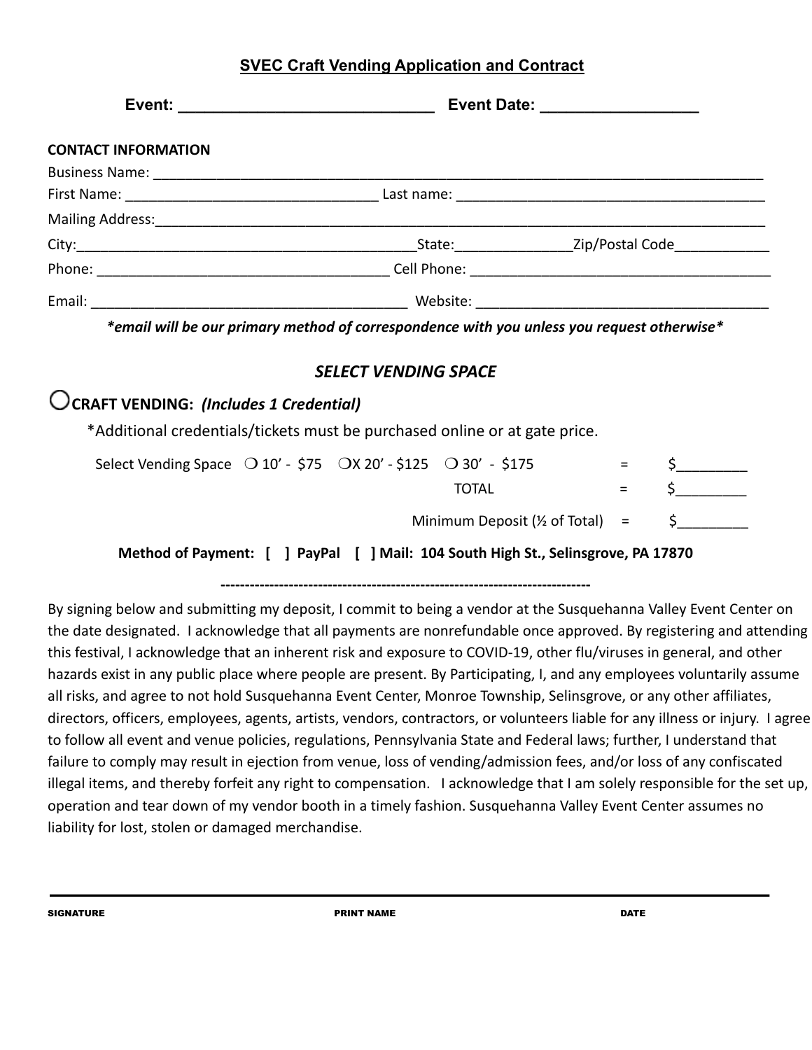## SVEC Craft Vending Application and Contract

**Event: ____________________________ Event Date: _________________**

**CONTACT INFORMATION**

Business Name: ______________________________________________________________________________

First Name: ________________________________ Last name: ________________________________________

Mailing Address:______________________________________________________________________________

City:_____________________________________________State:_______________Zip/Postal Code____________

Phone: _____________________________________ Cell Phone: ______________________________________

Email: _________________________________________ Website: _____________________________________

***email will be our primary method of correspondence with you unless you request otherwise***

### *SELECT VENDING SPACE*

❍ **CRAFT VENDING:** ***(Includes 1 Credential)***

*Additional credentials/tickets must be purchased online or at gate price.

Select Vending Space ❍ 10' - $75 ❍X 20' - $125 ❍ 30' - $175 = $_________

TOTAL = $_________

Minimum Deposit (½ of Total) = $_________

**Method of Payment: [ ] PayPal [ ] Mail: 104 South High St., Selinsgrove, PA 17870**

---

By signing below and submitting my deposit, I commit to being a vendor at the Susquehanna Valley Event Center on the date designated. I acknowledge that all payments are nonrefundable once approved. By registering and attending this festival, I acknowledge that an inherent risk and exposure to COVID-19, other flu/viruses in general, and other hazards exist in any public place where people are present. By Participating, I, and any employees voluntarily assume all risks, and agree to not hold Susquehanna Event Center, Monroe Township, Selinsgrove, or any other affiliates, directors, officers, employees, agents, artists, vendors, contractors, or volunteers liable for any illness or injury. I agree to follow all event and venue policies, regulations, Pennsylvania State and Federal laws; further, I understand that failure to comply may result in ejection from venue, loss of vending/admission fees, and/or loss of any confiscated illegal items, and thereby forfeit any right to compensation. I acknowledge that I am solely responsible for the set up, operation and tear down of my vendor booth in a timely fashion. Susquehanna Valley Event Center assumes no liability for lost, stolen or damaged merchandise.

______________________________________________________________________________

**SIGNATURE** **PRINT NAME** **DATE**